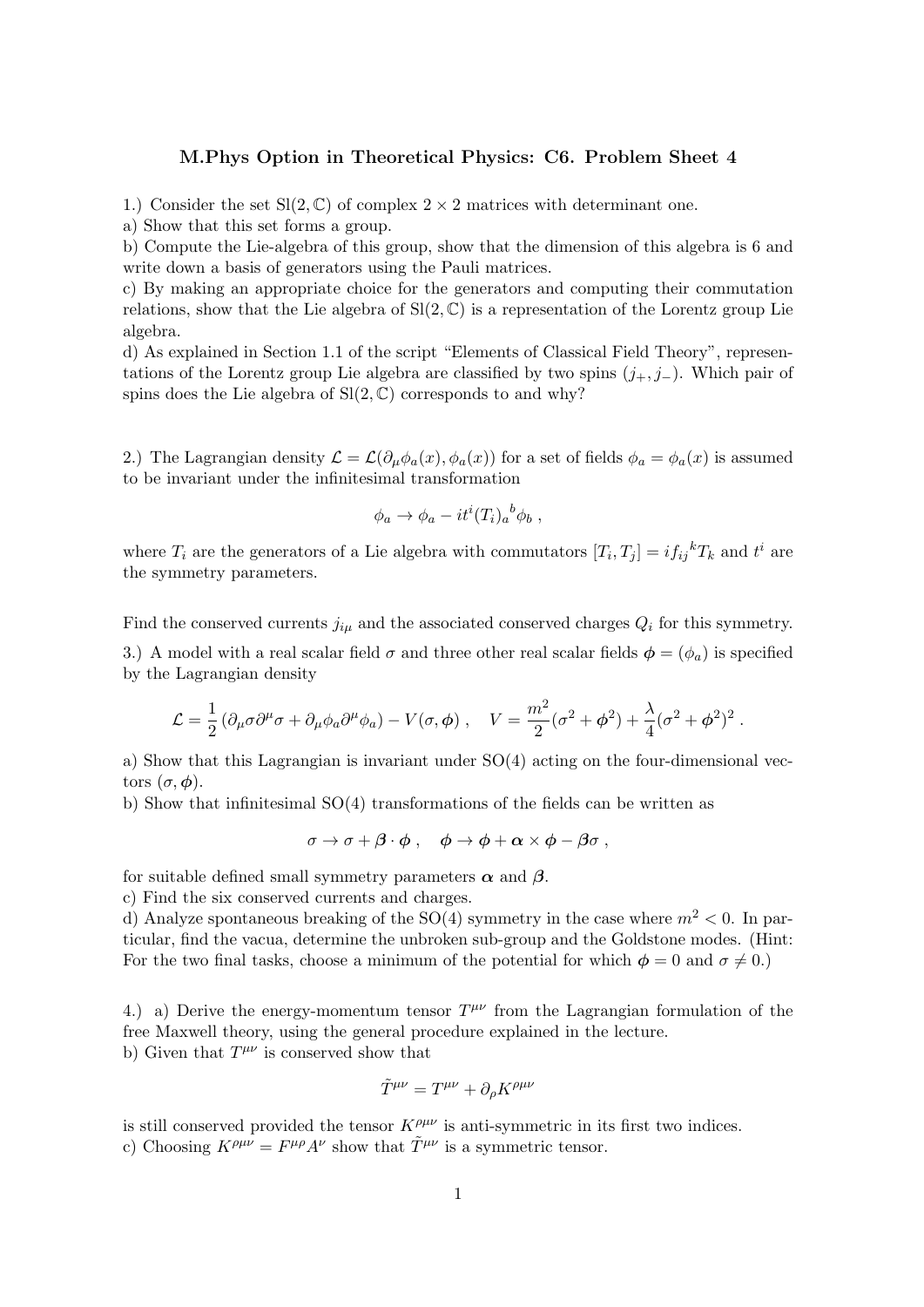# M.Phys Option in Theoretical Physics: C6. Problem Sheet 4

1.) Consider the set $\mathrm{Sl}(2,\mathbb{C})$ of complex $2 \times 2$ matrices with determinant one.
a) Show that this set forms a group.
b) Compute the Lie-algebra of this group, show that the dimension of this algebra is 6 and write down a basis of generators using the Pauli matrices.
c) By making an appropriate choice for the generators and computing their commutation relations, show that the Lie algebra of $\mathrm{Sl}(2,\mathbb{C})$ is a representation of the Lorentz group Lie algebra.
d) As explained in Section 1.1 of the script "Elements of Classical Field Theory", representations of the Lorentz group Lie algebra are classified by two spins $(j_+, j_-)$. Which pair of spins does the Lie algebra of $\mathrm{Sl}(2,\mathbb{C})$ corresponds to and why?

2.) The Lagrangian density $\mathcal{L} = \mathcal{L}(\partial_\mu \phi_a(x), \phi_a(x))$ for a set of fields $\phi_a = \phi_a(x)$ is assumed to be invariant under the infinitesimal transformation

$$\phi_a \to \phi_a - it^i (T_i)_a{}^b \phi_b \ ,$$

where $T_i$ are the generators of a Lie algebra with commutators $[T_i, T_j] = if_{ij}{}^k T_k$ and $t^i$ are the symmetry parameters.

Find the conserved currents $j_{i\mu}$ and the associated conserved charges $Q_i$ for this symmetry.

3.) A model with a real scalar field $\sigma$ and three other real scalar fields $\boldsymbol{\phi} = (\phi_a)$ is specified by the Lagrangian density

$$\mathcal{L} = \frac{1}{2}\left(\partial_\mu \sigma \partial^\mu \sigma + \partial_\mu \phi_a \partial^\mu \phi_a\right) - V(\sigma, \boldsymbol{\phi}) \ , \quad V = \frac{m^2}{2}(\sigma^2 + \boldsymbol{\phi}^2) + \frac{\lambda}{4}(\sigma^2 + \boldsymbol{\phi}^2)^2 \ .$$

a) Show that this Lagrangian is invariant under SO(4) acting on the four-dimensional vectors $(\sigma, \boldsymbol{\phi})$.
b) Show that infinitesimal SO(4) transformations of the fields can be written as

$$\sigma \to \sigma + \boldsymbol{\beta} \cdot \boldsymbol{\phi} \ , \quad \boldsymbol{\phi} \to \boldsymbol{\phi} + \boldsymbol{\alpha} \times \boldsymbol{\phi} - \boldsymbol{\beta}\sigma \ ,$$

for suitable defined small symmetry parameters $\boldsymbol{\alpha}$ and $\boldsymbol{\beta}$.
c) Find the six conserved currents and charges.
d) Analyze spontaneous breaking of the SO(4) symmetry in the case where $m^2 < 0$. In particular, find the vacua, determine the unbroken sub-group and the Goldstone modes. (Hint: For the two final tasks, choose a minimum of the potential for which $\boldsymbol{\phi} = 0$ and $\sigma \neq 0$.)

4.) a) Derive the energy-momentum tensor $T^{\mu\nu}$ from the Lagrangian formulation of the free Maxwell theory, using the general procedure explained in the lecture.
b) Given that $T^{\mu\nu}$ is conserved show that

$$\tilde{T}^{\mu\nu} = T^{\mu\nu} + \partial_\rho K^{\rho\mu\nu}$$

is still conserved provided the tensor $K^{\rho\mu\nu}$ is anti-symmetric in its first two indices.
c) Choosing $K^{\rho\mu\nu} = F^{\mu\rho} A^\nu$ show that $\tilde{T}^{\mu\nu}$ is a symmetric tensor.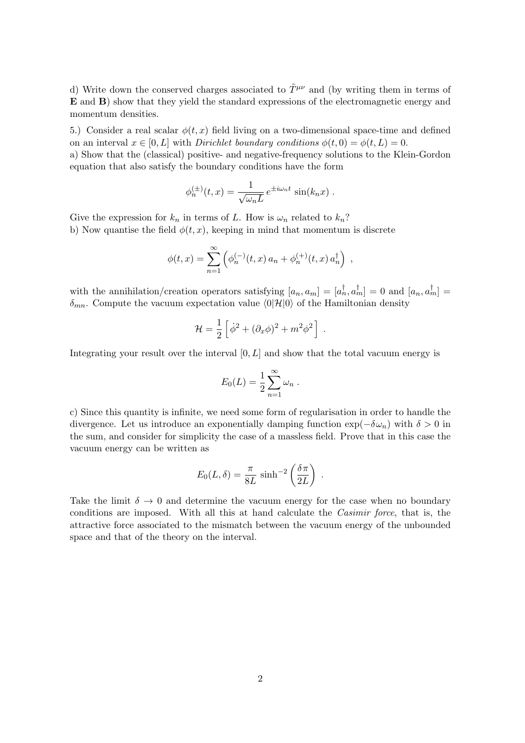d) Write down the conserved charges associated to $\tilde{T}^{\mu\nu}$ and (by writing them in terms of $\mathbf{E}$ and $\mathbf{B}$) show that they yield the standard expressions of the electromagnetic energy and momentum densities.

5.) Consider a real scalar $\phi(t, x)$ field living on a two-dimensional space-time and defined on an interval $x \in [0, L]$ with *Dirichlet boundary conditions* $\phi(t, 0) = \phi(t, L) = 0$.

a) Show that the (classical) positive- and negative-frequency solutions to the Klein-Gordon equation that also satisfy the boundary conditions have the form

$$\phi_n^{(\pm)}(t, x) = \frac{1}{\sqrt{\omega_n L}}\, e^{\pm i\omega_n t}\, \sin(k_n x) \ .$$

Give the expression for $k_n$ in terms of $L$. How is $\omega_n$ related to $k_n$?

b) Now quantise the field $\phi(t, x)$, keeping in mind that momentum is discrete

$$\phi(t, x) = \sum_{n=1}^{\infty} \left( \phi_n^{(-)}(t, x)\, a_n + \phi_n^{(+)}(t, x)\, a_n^\dagger \right) \ ,$$

with the annihilation/creation operators satisfying $[a_n, a_m] = [a_n^\dagger, a_m^\dagger] = 0$ and $[a_n, a_m^\dagger] = \delta_{mn}$. Compute the vacuum expectation value $\langle 0|\mathcal{H}|0\rangle$ of the Hamiltonian density

$$\mathcal{H} = \frac{1}{2}\left[ \dot{\phi}^2 + (\partial_x \phi)^2 + m^2\phi^2 \right] \ .$$

Integrating your result over the interval $[0, L]$ and show that the total vacuum energy is

$$E_0(L) = \frac{1}{2}\sum_{n=1}^{\infty} \omega_n \ .$$

c) Since this quantity is infinite, we need some form of regularisation in order to handle the divergence. Let us introduce an exponentially damping function $\exp(-\delta\omega_n)$ with $\delta > 0$ in the sum, and consider for simplicity the case of a massless field. Prove that in this case the vacuum energy can be written as

$$E_0(L, \delta) = \frac{\pi}{8L}\, \sinh^{-2}\left( \frac{\delta\, \pi}{2L} \right) \ .$$

Take the limit $\delta \to 0$ and determine the vacuum energy for the case when no boundary conditions are imposed. With all this at hand calculate the *Casimir force*, that is, the attractive force associated to the mismatch between the vacuum energy of the unbounded space and that of the theory on the interval.